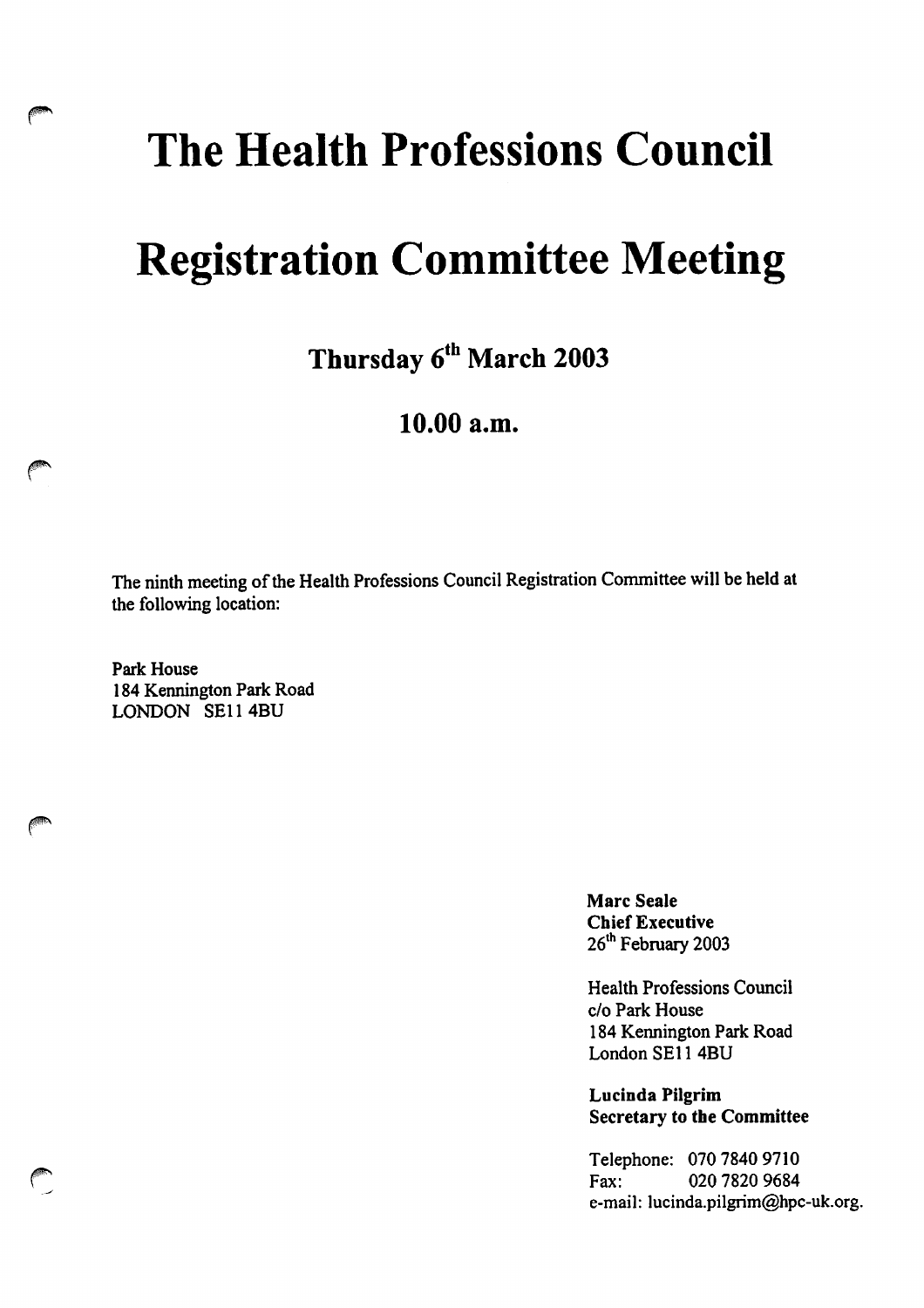# The Health Professions Council

# Registration Committee Meeting

## Thursday 6th March 2003

## 10.00 a.m.

The ninth meeting of the Health Professions Council Registration Committee will be held at the following location:

Park House
184 Kennington Park Road
LONDON SE11 4BU

**Marc Seale**
**Chief Executive**
26th February 2003

Health Professions Council
c/o Park House
184 Kennington Park Road
London SE11 4BU

**Lucinda Pilgrim**
**Secretary to the Committee**

Telephone: 070 7840 9710
Fax: 020 7820 9684
e-mail: lucinda.pilgrim@hpc-uk.org.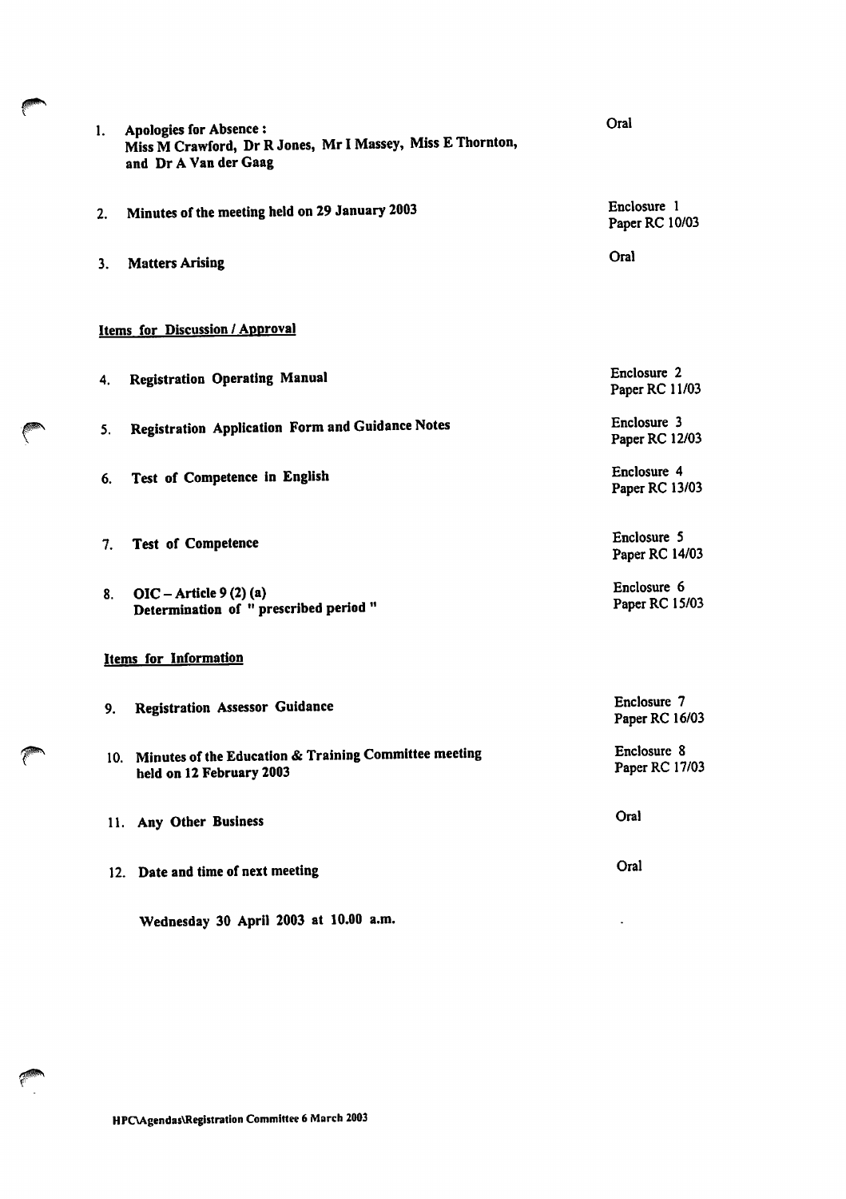| | | |
|---|---|---|
| 1. | **Apologies for Absence :** **Miss M Crawford, Dr R Jones, Mr I Massey, Miss E Thornton, and Dr A Van der Gaag** | Oral |
| 2. | **Minutes of the meeting held on 29 January 2003** | Enclosure 1 Paper RC 10/03 |
| 3. | **Matters Arising** | Oral |

**Items for Discussion / Approval**

| | | |
|---|---|---|
| 4. | **Registration Operating Manual** | Enclosure 2 Paper RC 11/03 |
| 5. | **Registration Application Form and Guidance Notes** | Enclosure 3 Paper RC 12/03 |
| 6. | **Test of Competence in English** | Enclosure 4 Paper RC 13/03 |
| 7. | **Test of Competence** | Enclosure 5 Paper RC 14/03 |
| 8. | **OIC – Article 9 (2) (a)** **Determination of " prescribed period "** | Enclosure 6 Paper RC 15/03 |

**Items for Information**

| | | |
|---|---|---|
| 9. | **Registration Assessor Guidance** | Enclosure 7 Paper RC 16/03 |
| 10. | **Minutes of the Education & Training Committee meeting held on 12 February 2003** | Enclosure 8 Paper RC 17/03 |
| 11. | **Any Other Business** | Oral |
| 12. | **Date and time of next meeting** | Oral |

**Wednesday 30 April 2003 at 10.00 a.m.**

HPC\Agendas\Registration Committee 6 March 2003